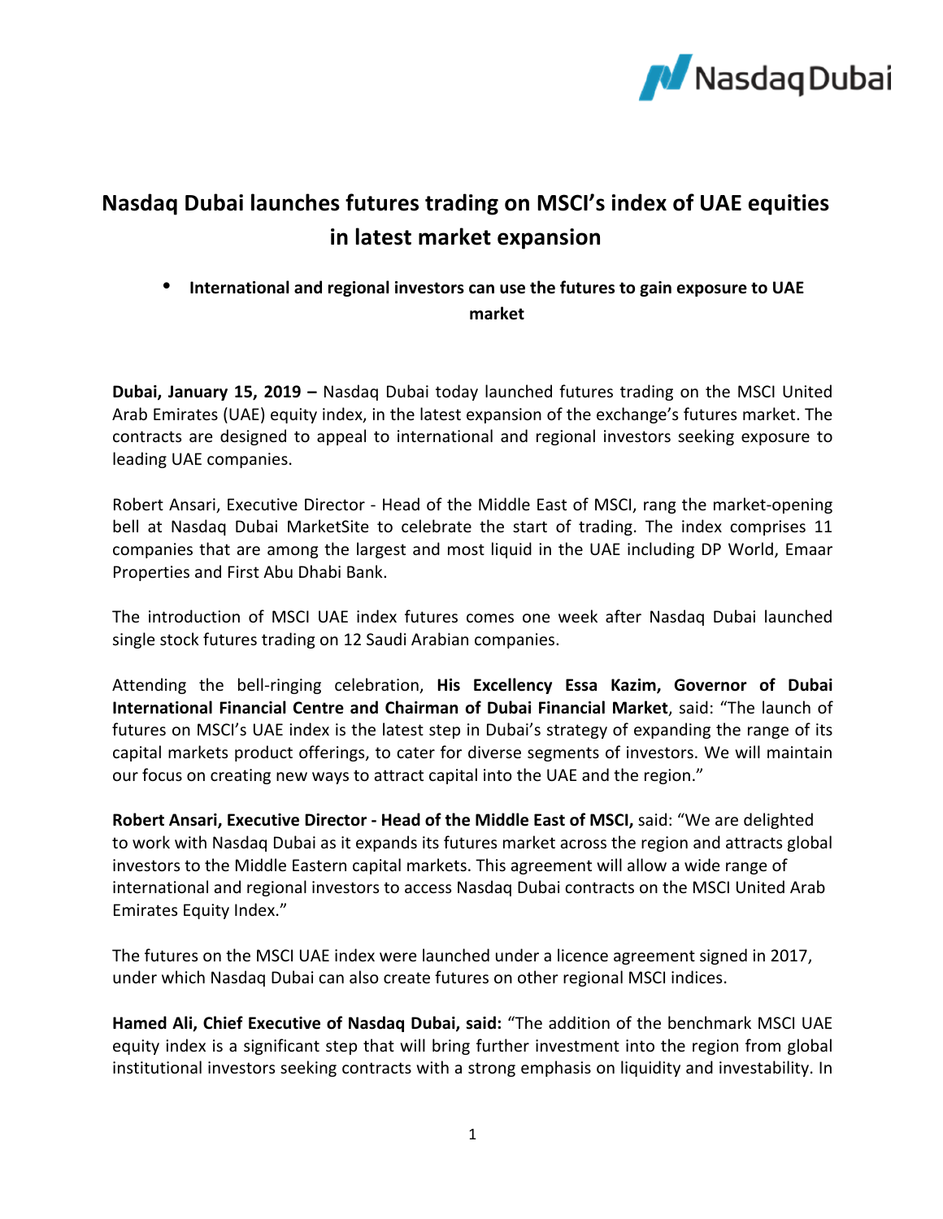# Nasdaq Dubai launches futures trading on MSCI's index of UAE equities in latest market expansion

- **International and regional investors can use the futures to gain exposure to UAE market**

**Dubai, January 15, 2019 –** Nasdaq Dubai today launched futures trading on the MSCI United Arab Emirates (UAE) equity index, in the latest expansion of the exchange's futures market. The contracts are designed to appeal to international and regional investors seeking exposure to leading UAE companies.

Robert Ansari, Executive Director - Head of the Middle East of MSCI, rang the market-opening bell at Nasdaq Dubai MarketSite to celebrate the start of trading. The index comprises 11 companies that are among the largest and most liquid in the UAE including DP World, Emaar Properties and First Abu Dhabi Bank.

The introduction of MSCI UAE index futures comes one week after Nasdaq Dubai launched single stock futures trading on 12 Saudi Arabian companies.

Attending the bell-ringing celebration, **His Excellency Essa Kazim, Governor of Dubai International Financial Centre and Chairman of Dubai Financial Market**, said: "The launch of futures on MSCI's UAE index is the latest step in Dubai's strategy of expanding the range of its capital markets product offerings, to cater for diverse segments of investors. We will maintain our focus on creating new ways to attract capital into the UAE and the region."

**Robert Ansari, Executive Director - Head of the Middle East of MSCI,** said: "We are delighted to work with Nasdaq Dubai as it expands its futures market across the region and attracts global investors to the Middle Eastern capital markets. This agreement will allow a wide range of international and regional investors to access Nasdaq Dubai contracts on the MSCI United Arab Emirates Equity Index."

The futures on the MSCI UAE index were launched under a licence agreement signed in 2017, under which Nasdaq Dubai can also create futures on other regional MSCI indices.

**Hamed Ali, Chief Executive of Nasdaq Dubai, said:** "The addition of the benchmark MSCI UAE equity index is a significant step that will bring further investment into the region from global institutional investors seeking contracts with a strong emphasis on liquidity and investability. In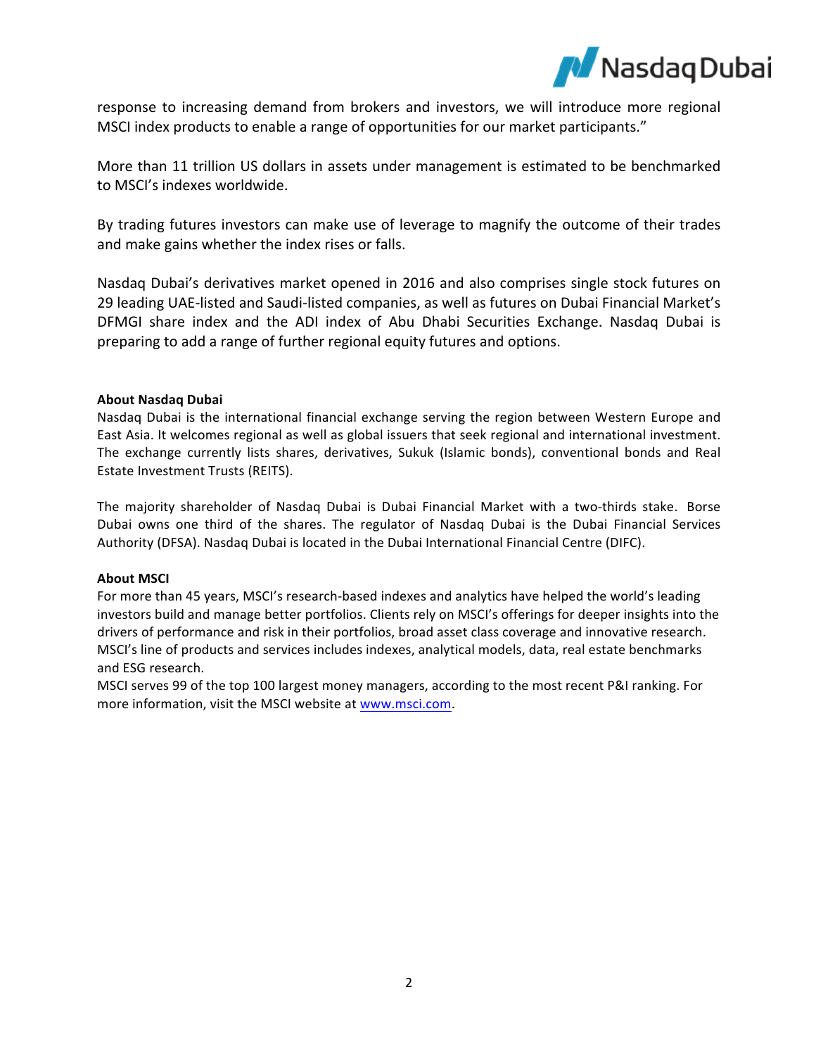response to increasing demand from brokers and investors, we will introduce more regional MSCI index products to enable a range of opportunities for our market participants."

More than 11 trillion US dollars in assets under management is estimated to be benchmarked to MSCI's indexes worldwide.

By trading futures investors can make use of leverage to magnify the outcome of their trades and make gains whether the index rises or falls.

Nasdaq Dubai's derivatives market opened in 2016 and also comprises single stock futures on 29 leading UAE-listed and Saudi-listed companies, as well as futures on Dubai Financial Market's DFMGI share index and the ADI index of Abu Dhabi Securities Exchange. Nasdaq Dubai is preparing to add a range of further regional equity futures and options.

**About Nasdaq Dubai**

Nasdaq Dubai is the international financial exchange serving the region between Western Europe and East Asia. It welcomes regional as well as global issuers that seek regional and international investment. The exchange currently lists shares, derivatives, Sukuk (Islamic bonds), conventional bonds and Real Estate Investment Trusts (REITS).

The majority shareholder of Nasdaq Dubai is Dubai Financial Market with a two-thirds stake. Borse Dubai owns one third of the shares. The regulator of Nasdaq Dubai is the Dubai Financial Services Authority (DFSA). Nasdaq Dubai is located in the Dubai International Financial Centre (DIFC).

**About MSCI**

For more than 45 years, MSCI's research-based indexes and analytics have helped the world's leading investors build and manage better portfolios. Clients rely on MSCI's offerings for deeper insights into the drivers of performance and risk in their portfolios, broad asset class coverage and innovative research. MSCI's line of products and services includes indexes, analytical models, data, real estate benchmarks and ESG research.

MSCI serves 99 of the top 100 largest money managers, according to the most recent P&I ranking. For more information, visit the MSCI website at www.msci.com.